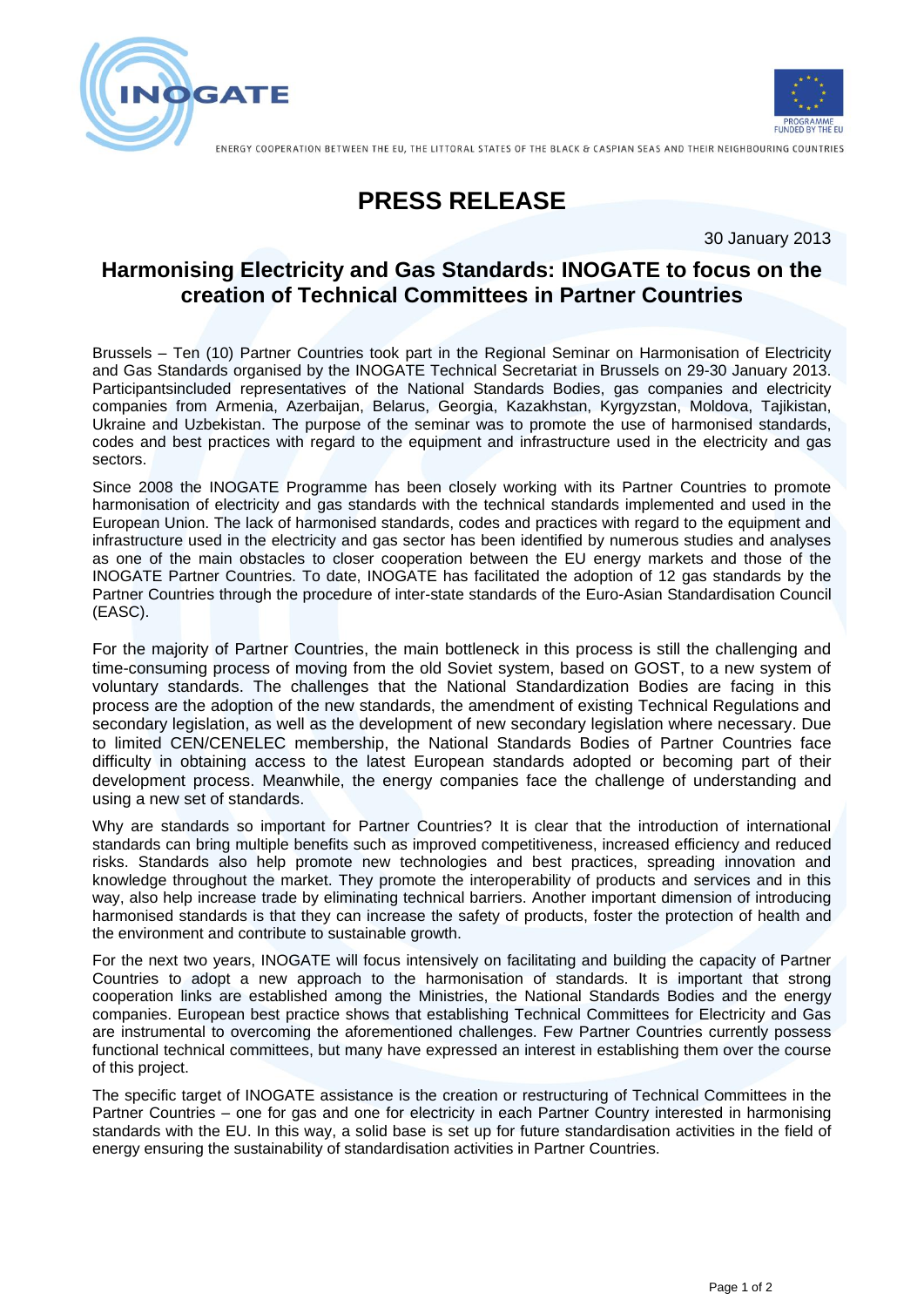ENERGY COOPERATION BETWEEN THE EU, THE LITTORAL STATES OF THE BLACK & CASPIAN SEAS AND THEIR NEIGHBOURING COUNTRIES

# PRESS RELEASE

30 January 2013

## Harmonising Electricity and Gas Standards: INOGATE to focus on the creation of Technical Committees in Partner Countries

Brussels – Ten (10) Partner Countries took part in the Regional Seminar on Harmonisation of Electricity and Gas Standards organised by the INOGATE Technical Secretariat in Brussels on 29-30 January 2013. Participantsincluded representatives of the National Standards Bodies, gas companies and electricity companies from Armenia, Azerbaijan, Belarus, Georgia, Kazakhstan, Kyrgyzstan, Moldova, Tajikistan, Ukraine and Uzbekistan. The purpose of the seminar was to promote the use of harmonised standards, codes and best practices with regard to the equipment and infrastructure used in the electricity and gas sectors.

Since 2008 the INOGATE Programme has been closely working with its Partner Countries to promote harmonisation of electricity and gas standards with the technical standards implemented and used in the European Union. The lack of harmonised standards, codes and practices with regard to the equipment and infrastructure used in the electricity and gas sector has been identified by numerous studies and analyses as one of the main obstacles to closer cooperation between the EU energy markets and those of the INOGATE Partner Countries. To date, INOGATE has facilitated the adoption of 12 gas standards by the Partner Countries through the procedure of inter-state standards of the Euro-Asian Standardisation Council (EASC).

For the majority of Partner Countries, the main bottleneck in this process is still the challenging and time-consuming process of moving from the old Soviet system, based on GOST, to a new system of voluntary standards. The challenges that the National Standardization Bodies are facing in this process are the adoption of the new standards, the amendment of existing Technical Regulations and secondary legislation, as well as the development of new secondary legislation where necessary. Due to limited CEN/CENELEC membership, the National Standards Bodies of Partner Countries face difficulty in obtaining access to the latest European standards adopted or becoming part of their development process. Meanwhile, the energy companies face the challenge of understanding and using a new set of standards.

Why are standards so important for Partner Countries? It is clear that the introduction of international standards can bring multiple benefits such as improved competitiveness, increased efficiency and reduced risks. Standards also help promote new technologies and best practices, spreading innovation and knowledge throughout the market. They promote the interoperability of products and services and in this way, also help increase trade by eliminating technical barriers. Another important dimension of introducing harmonised standards is that they can increase the safety of products, foster the protection of health and the environment and contribute to sustainable growth.

For the next two years, INOGATE will focus intensively on facilitating and building the capacity of Partner Countries to adopt a new approach to the harmonisation of standards. It is important that strong cooperation links are established among the Ministries, the National Standards Bodies and the energy companies. European best practice shows that establishing Technical Committees for Electricity and Gas are instrumental to overcoming the aforementioned challenges. Few Partner Countries currently possess functional technical committees, but many have expressed an interest in establishing them over the course of this project.

The specific target of INOGATE assistance is the creation or restructuring of Technical Committees in the Partner Countries – one for gas and one for electricity in each Partner Country interested in harmonising standards with the EU. In this way, a solid base is set up for future standardisation activities in the field of energy ensuring the sustainability of standardisation activities in Partner Countries.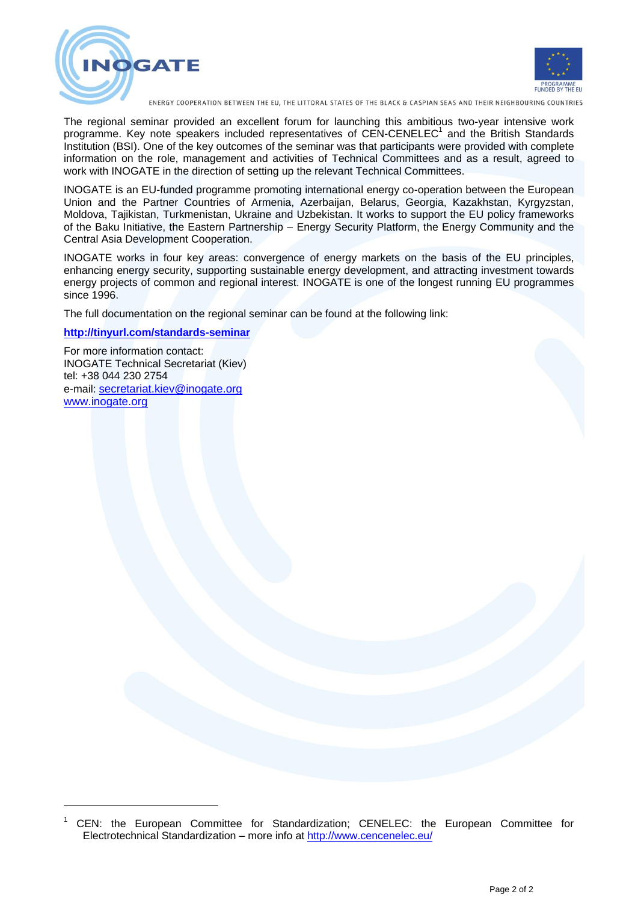The regional seminar provided an excellent forum for launching this ambitious two-year intensive work programme. Key note speakers included representatives of CEN-CENELEC[1] and the British Standards Institution (BSI). One of the key outcomes of the seminar was that participants were provided with complete information on the role, management and activities of Technical Committees and as a result, agreed to work with INOGATE in the direction of setting up the relevant Technical Committees.

INOGATE is an EU-funded programme promoting international energy co-operation between the European Union and the Partner Countries of Armenia, Azerbaijan, Belarus, Georgia, Kazakhstan, Kyrgyzstan, Moldova, Tajikistan, Turkmenistan, Ukraine and Uzbekistan. It works to support the EU policy frameworks of the Baku Initiative, the Eastern Partnership – Energy Security Platform, the Energy Community and the Central Asia Development Cooperation.

INOGATE works in four key areas: convergence of energy markets on the basis of the EU principles, enhancing energy security, supporting sustainable energy development, and attracting investment towards energy projects of common and regional interest. INOGATE is one of the longest running EU programmes since 1996.

The full documentation on the regional seminar can be found at the following link:

**http://tinyurl.com/standards-seminar**

For more information contact:
INOGATE Technical Secretariat (Kiev)
tel: +38 044 230 2754
e-mail: secretariat.kiev@inogate.org
www.inogate.org

---

[1] CEN: the European Committee for Standardization; CENELEC: the European Committee for Electrotechnical Standardization – more info at http://www.cencenelec.eu/